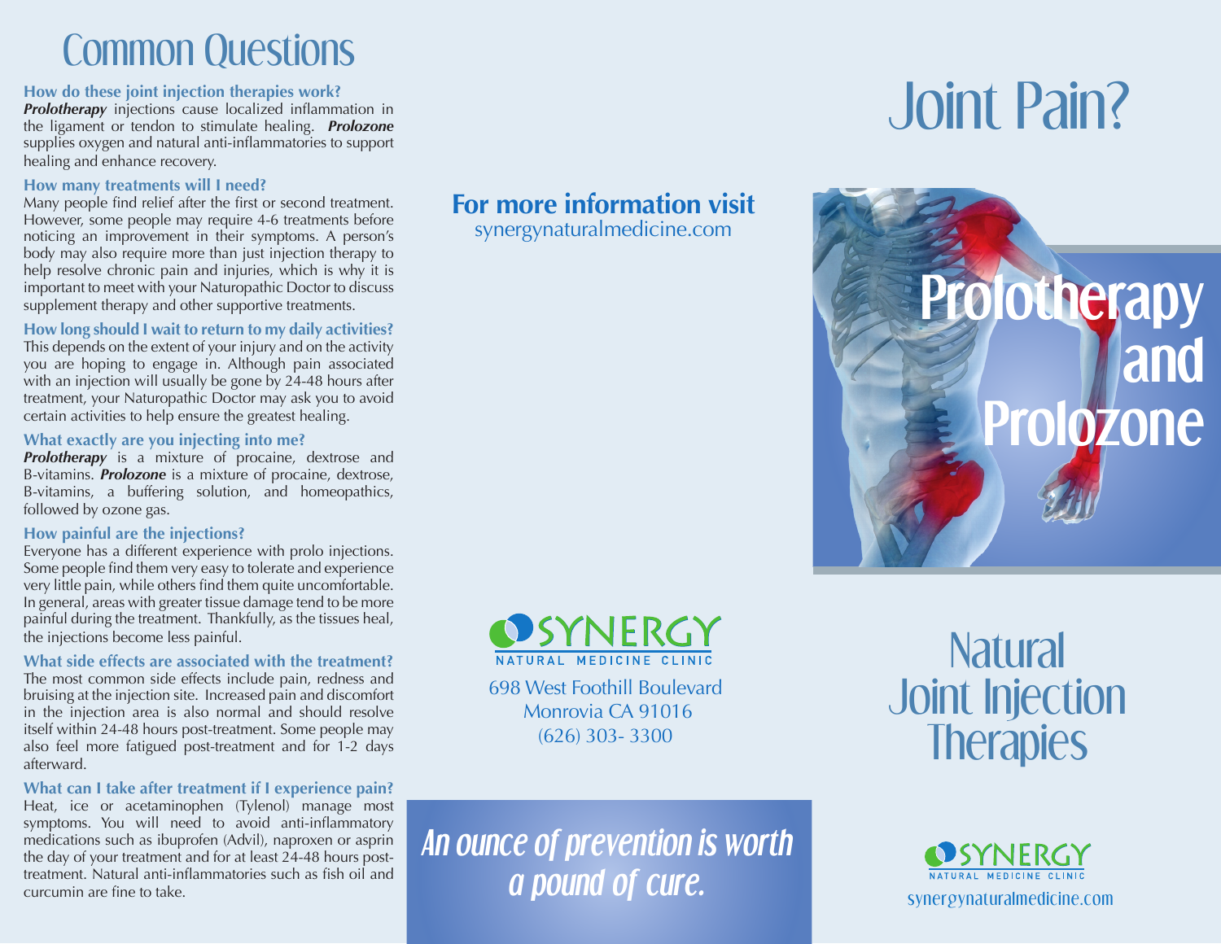# Common Questions

### How do these joint injection therapies work?

***Prolotherapy*** injections cause localized inflammation in the ligament or tendon to stimulate healing. ***Prolozone*** supplies oxygen and natural anti-inflammatories to support healing and enhance recovery.

### How many treatments will I need?

Many people find relief after the first or second treatment. However, some people may require 4-6 treatments before noticing an improvement in their symptoms. A person's body may also require more than just injection therapy to help resolve chronic pain and injuries, which is why it is important to meet with your Naturopathic Doctor to discuss supplement therapy and other supportive treatments.

### How long should I wait to return to my daily activities?

This depends on the extent of your injury and on the activity you are hoping to engage in. Although pain associated with an injection will usually be gone by 24-48 hours after treatment, your Naturopathic Doctor may ask you to avoid certain activities to help ensure the greatest healing.

### What exactly are you injecting into me?

***Prolotherapy*** is a mixture of procaine, dextrose and B-vitamins. ***Prolozone*** is a mixture of procaine, dextrose, B-vitamins, a buffering solution, and homeopathics, followed by ozone gas.

### How painful are the injections?

Everyone has a different experience with prolo injections. Some people find them very easy to tolerate and experience very little pain, while others find them quite uncomfortable. In general, areas with greater tissue damage tend to be more painful during the treatment. Thankfully, as the tissues heal, the injections become less painful.

### What side effects are associated with the treatment?

The most common side effects include pain, redness and bruising at the injection site. Increased pain and discomfort in the injection area is also normal and should resolve itself within 24-48 hours post-treatment. Some people may also feel more fatigued post-treatment and for 1-2 days afterward.

### What can I take after treatment if I experience pain?

Heat, ice or acetaminophen (Tylenol) manage most symptoms. You will need to avoid anti-inflammatory medications such as ibuprofen (Advil), naproxen or asprin the day of your treatment and for at least 24-48 hours post-treatment. Natural anti-inflammatories such as fish oil and curcumin are fine to take.

**For more information visit**
synergynaturalmedicine.com

SYNERGY
NATURAL MEDICINE CLINIC

698 West Foothill Boulevard
Monrovia CA 91016
(626) 303- 3300

*An ounce of prevention is worth a pound of cure.*

# Joint Pain?

## Prolotherapy and Prolozone

## Natural Joint Injection Therapies

SYNERGY
NATURAL MEDICINE CLINIC
synergynaturalmedicine.com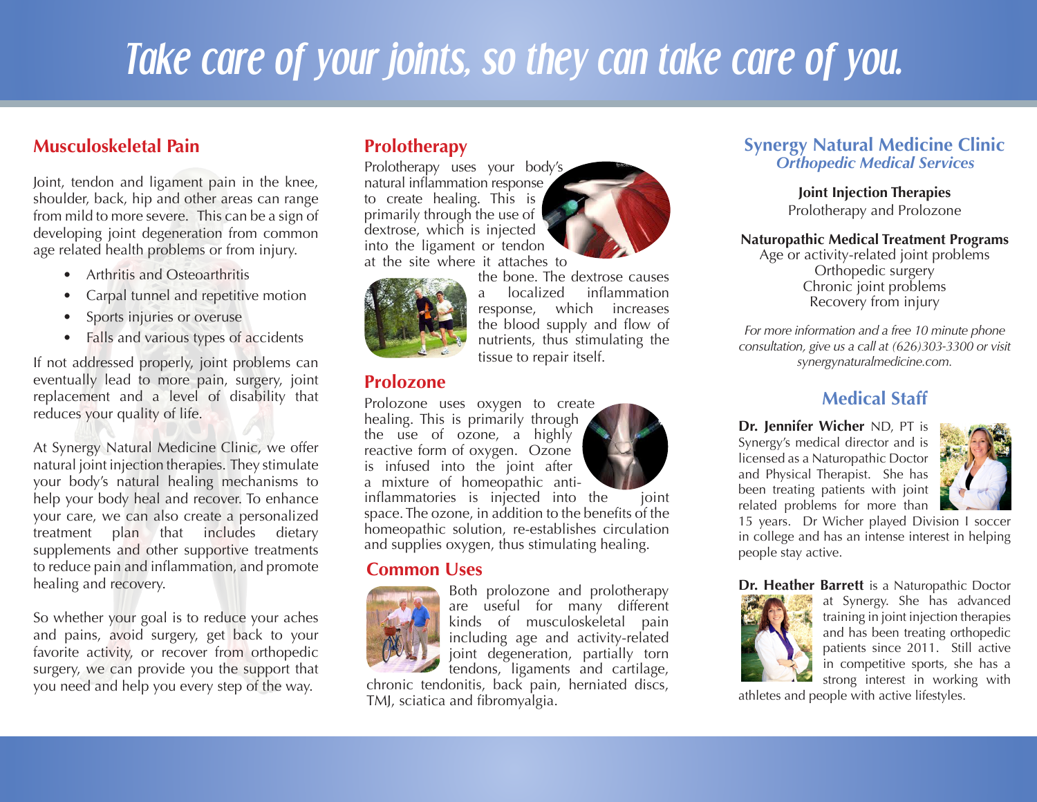# Take care of your joints, so they can take care of you.

## Musculoskeletal Pain

Joint, tendon and ligament pain in the knee, shoulder, back, hip and other areas can range from mild to more severe. This can be a sign of developing joint degeneration from common age related health problems or from injury.

- Arthritis and Osteoarthritis
- Carpal tunnel and repetitive motion
- Sports injuries or overuse
- Falls and various types of accidents

If not addressed properly, joint problems can eventually lead to more pain, surgery, joint replacement and a level of disability that reduces your quality of life.

At Synergy Natural Medicine Clinic, we offer natural joint injection therapies. They stimulate your body's natural healing mechanisms to help your body heal and recover. To enhance your care, we can also create a personalized treatment plan that includes dietary supplements and other supportive treatments to reduce pain and inflammation, and promote healing and recovery.

So whether your goal is to reduce your aches and pains, avoid surgery, get back to your favorite activity, or recover from orthopedic surgery, we can provide you the support that you need and help you every step of the way.

## Prolotherapy

Prolotherapy uses your body's natural inflammation response to create healing. This is primarily through the use of dextrose, which is injected into the ligament or tendon at the site where it attaches to the bone. The dextrose causes a localized inflammation response, which increases the blood supply and flow of nutrients, thus stimulating the tissue to repair itself.

## Prolozone

Prolozone uses oxygen to create healing. This is primarily through the use of ozone, a highly reactive form of oxygen. Ozone is infused into the joint after a mixture of homeopathic anti-inflammatories is injected into the joint space. The ozone, in addition to the benefits of the homeopathic solution, re-establishes circulation and supplies oxygen, thus stimulating healing.

## Common Uses

Both prolozone and prolotherapy are useful for many different kinds of musculoskeletal pain including age and activity-related joint degeneration, partially torn tendons, ligaments and cartilage, chronic tendonitis, back pain, herniated discs, TMJ, sciatica and fibromyalgia.

## Synergy Natural Medicine Clinic
*Orthopedic Medical Services*

**Joint Injection Therapies**
Prolotherapy and Prolozone

**Naturopathic Medical Treatment Programs**
Age or activity-related joint problems
Orthopedic surgery
Chronic joint problems
Recovery from injury

*For more information and a free 10 minute phone consultation, give us a call at (626)303-3300 or visit synergynaturalmedicine.com.*

## Medical Staff

**Dr. Jennifer Wicher** ND, PT is Synergy's medical director and is licensed as a Naturopathic Doctor and Physical Therapist. She has been treating patients with joint related problems for more than 15 years. Dr Wicher played Division I soccer in college and has an intense interest in helping people stay active.

**Dr. Heather Barrett** is a Naturopathic Doctor at Synergy. She has advanced training in joint injection therapies and has been treating orthopedic patients since 2011. Still active in competitive sports, she has a strong interest in working with athletes and people with active lifestyles.